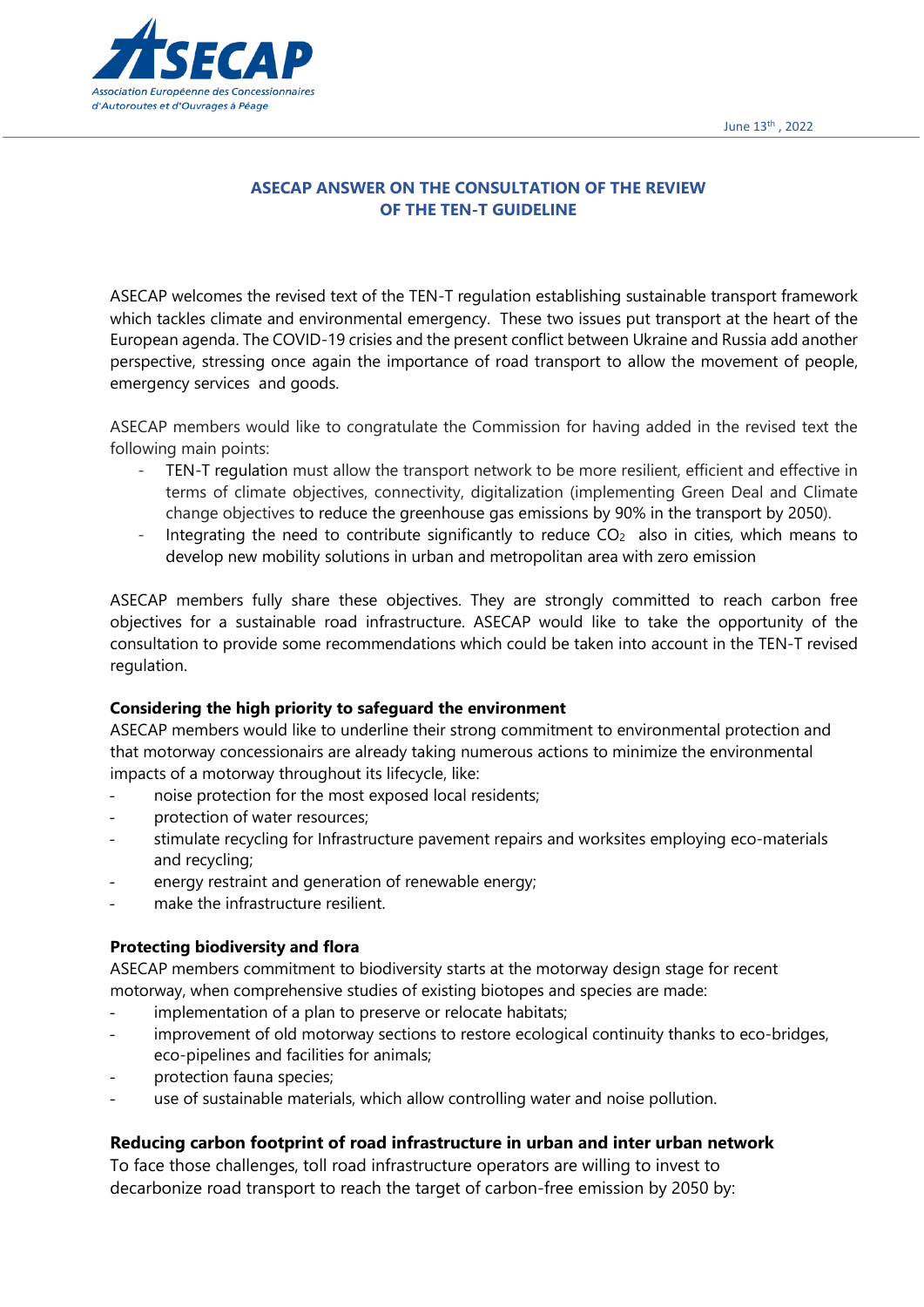June 13th , 2022

## ASECAP ANSWER ON THE CONSULTATION OF THE REVIEW OF THE TEN-T GUIDELINE

ASECAP welcomes the revised text of the TEN-T regulation establishing sustainable transport framework which tackles climate and environmental emergency. These two issues put transport at the heart of the European agenda. The COVID-19 crisies and the present conflict between Ukraine and Russia add another perspective, stressing once again the importance of road transport to allow the movement of people, emergency services and goods.

ASECAP members would like to congratulate the Commission for having added in the revised text the following main points:

- TEN-T regulation must allow the transport network to be more resilient, efficient and effective in terms of climate objectives, connectivity, digitalization (implementing Green Deal and Climate change objectives to reduce the greenhouse gas emissions by 90% in the transport by 2050).
- Integrating the need to contribute significantly to reduce $CO_2$ also in cities, which means to develop new mobility solutions in urban and metropolitan area with zero emission

ASECAP members fully share these objectives. They are strongly committed to reach carbon free objectives for a sustainable road infrastructure. ASECAP would like to take the opportunity of the consultation to provide some recommendations which could be taken into account in the TEN-T revised regulation.

**Considering the high priority to safeguard the environment**

ASECAP members would like to underline their strong commitment to environmental protection and that motorway concessionairs are already taking numerous actions to minimize the environmental impacts of a motorway throughout its lifecycle, like:

- noise protection for the most exposed local residents;
- protection of water resources;
- stimulate recycling for Infrastructure pavement repairs and worksites employing eco-materials and recycling;
- energy restraint and generation of renewable energy;
- make the infrastructure resilient.

**Protecting biodiversity and flora**

ASECAP members commitment to biodiversity starts at the motorway design stage for recent motorway, when comprehensive studies of existing biotopes and species are made:

- implementation of a plan to preserve or relocate habitats;
- improvement of old motorway sections to restore ecological continuity thanks to eco-bridges, eco-pipelines and facilities for animals;
- protection fauna species;
- use of sustainable materials, which allow controlling water and noise pollution.

**Reducing carbon footprint of road infrastructure in urban and inter urban network**

To face those challenges, toll road infrastructure operators are willing to invest to decarbonize road transport to reach the target of carbon-free emission by 2050 by: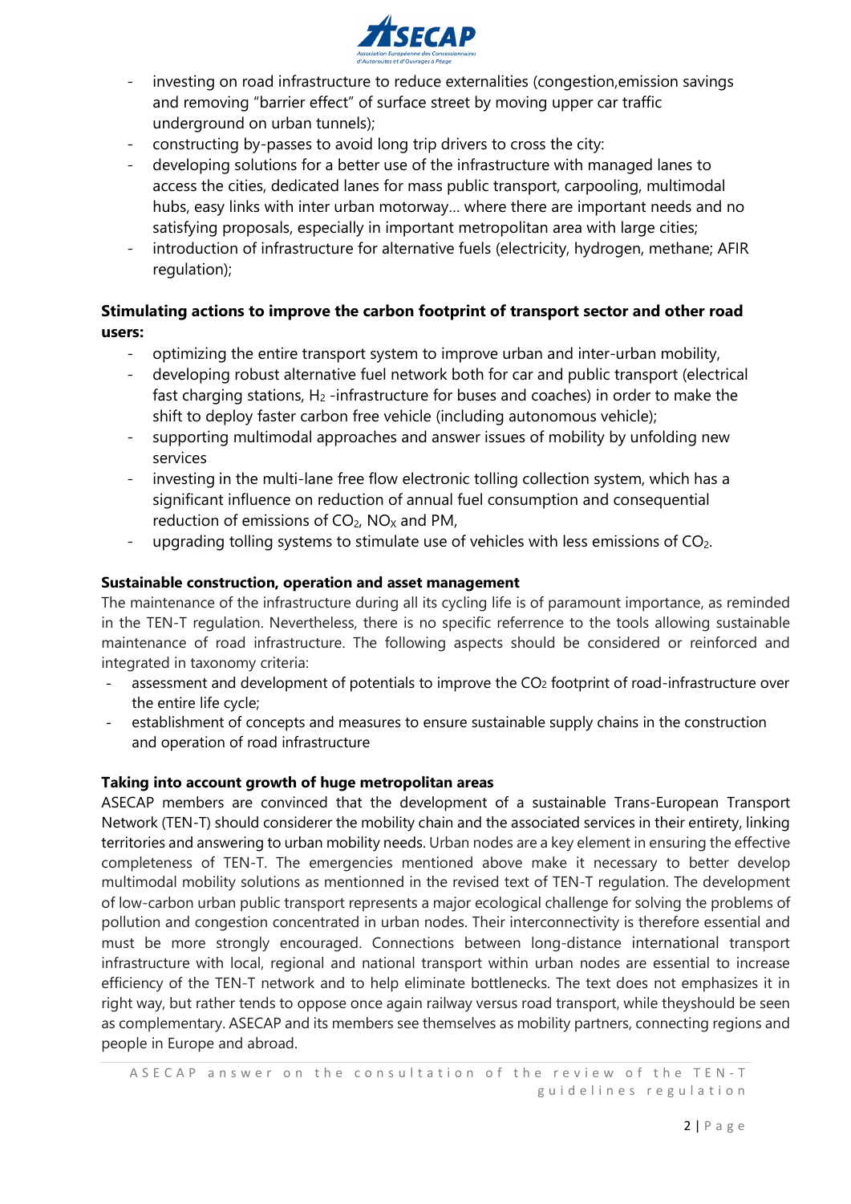- investing on road infrastructure to reduce externalities (congestion,emission savings and removing "barrier effect" of surface street by moving upper car traffic underground on urban tunnels);
- constructing by-passes to avoid long trip drivers to cross the city:
- developing solutions for a better use of the infrastructure with managed lanes to access the cities, dedicated lanes for mass public transport, carpooling, multimodal hubs, easy links with inter urban motorway… where there are important needs and no satisfying proposals, especially in important metropolitan area with large cities;
- introduction of infrastructure for alternative fuels (electricity, hydrogen, methane; AFIR regulation);

**Stimulating actions to improve the carbon footprint of transport sector and other road users:**

- optimizing the entire transport system to improve urban and inter-urban mobility,
- developing robust alternative fuel network both for car and public transport (electrical fast charging stations, $H_2$ -infrastructure for buses and coaches) in order to make the shift to deploy faster carbon free vehicle (including autonomous vehicle);
- supporting multimodal approaches and answer issues of mobility by unfolding new services
- investing in the multi-lane free flow electronic tolling collection system, which has a significant influence on reduction of annual fuel consumption and consequential reduction of emissions of $CO_2$, $NO_X$ and PM,
- upgrading tolling systems to stimulate use of vehicles with less emissions of $CO_2$.

**Sustainable construction, operation and asset management**

The maintenance of the infrastructure during all its cycling life is of paramount importance, as reminded in the TEN-T regulation. Nevertheless, there is no specific referrence to the tools allowing sustainable maintenance of road infrastructure. The following aspects should be considered or reinforced and integrated in taxonomy criteria:

- assessment and development of potentials to improve the $CO_2$ footprint of road-infrastructure over the entire life cycle;
- establishment of concepts and measures to ensure sustainable supply chains in the construction and operation of road infrastructure

**Taking into account growth of huge metropolitan areas**

ASECAP members are convinced that the development of a sustainable Trans-European Transport Network (TEN-T) should considerer the mobility chain and the associated services in their entirety, linking territories and answering to urban mobility needs. Urban nodes are a key element in ensuring the effective completeness of TEN-T. The emergencies mentioned above make it necessary to better develop multimodal mobility solutions as mentionned in the revised text of TEN-T regulation. The development of low-carbon urban public transport represents a major ecological challenge for solving the problems of pollution and congestion concentrated in urban nodes. Their interconnectivity is therefore essential and must be more strongly encouraged. Connections between long-distance international transport infrastructure with local, regional and national transport within urban nodes are essential to increase efficiency of the TEN-T network and to help eliminate bottlenecks. The text does not emphasizes it in right way, but rather tends to oppose once again railway versus road transport, while theyshould be seen as complementary. ASECAP and its members see themselves as mobility partners, connecting regions and people in Europe and abroad.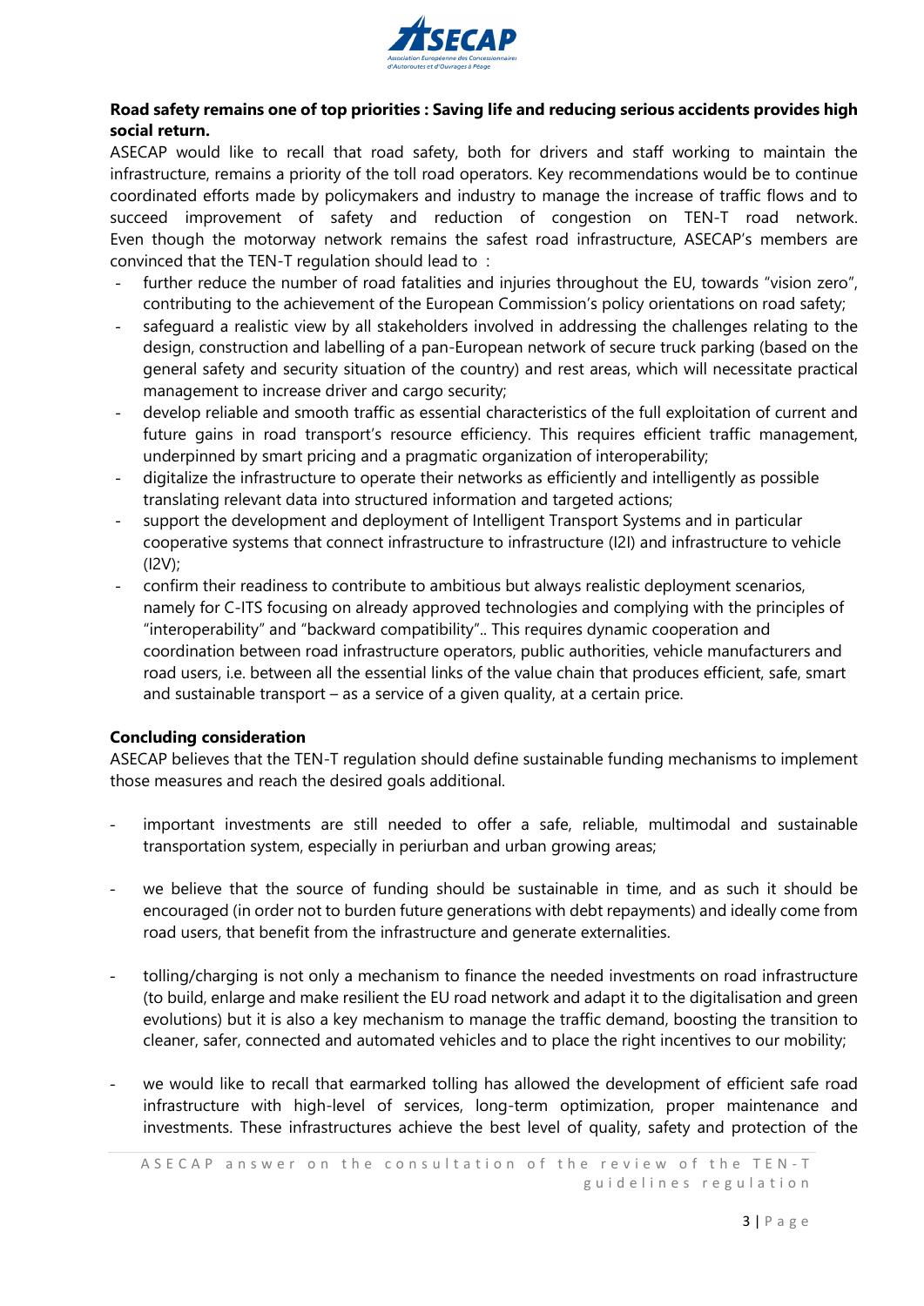**Road safety remains one of top priorities : Saving life and reducing serious accidents provides high social return.**

ASECAP would like to recall that road safety, both for drivers and staff working to maintain the infrastructure, remains a priority of the toll road operators. Key recommendations would be to continue coordinated efforts made by policymakers and industry to manage the increase of traffic flows and to succeed improvement of safety and reduction of congestion on TEN-T road network. Even though the motorway network remains the safest road infrastructure, ASECAP's members are convinced that the TEN-T regulation should lead to :

- further reduce the number of road fatalities and injuries throughout the EU, towards "vision zero", contributing to the achievement of the European Commission's policy orientations on road safety;
- safeguard a realistic view by all stakeholders involved in addressing the challenges relating to the design, construction and labelling of a pan-European network of secure truck parking (based on the general safety and security situation of the country) and rest areas, which will necessitate practical management to increase driver and cargo security;
- develop reliable and smooth traffic as essential characteristics of the full exploitation of current and future gains in road transport's resource efficiency. This requires efficient traffic management, underpinned by smart pricing and a pragmatic organization of interoperability;
- digitalize the infrastructure to operate their networks as efficiently and intelligently as possible translating relevant data into structured information and targeted actions;
- support the development and deployment of Intelligent Transport Systems and in particular cooperative systems that connect infrastructure to infrastructure (I2I) and infrastructure to vehicle (I2V);
- confirm their readiness to contribute to ambitious but always realistic deployment scenarios, namely for C-ITS focusing on already approved technologies and complying with the principles of "interoperability" and "backward compatibility".. This requires dynamic cooperation and coordination between road infrastructure operators, public authorities, vehicle manufacturers and road users, i.e. between all the essential links of the value chain that produces efficient, safe, smart and sustainable transport – as a service of a given quality, at a certain price.

**Concluding consideration**

ASECAP believes that the TEN-T regulation should define sustainable funding mechanisms to implement those measures and reach the desired goals additional.

- important investments are still needed to offer a safe, reliable, multimodal and sustainable transportation system, especially in periurban and urban growing areas;

- we believe that the source of funding should be sustainable in time, and as such it should be encouraged (in order not to burden future generations with debt repayments) and ideally come from road users, that benefit from the infrastructure and generate externalities.

- tolling/charging is not only a mechanism to finance the needed investments on road infrastructure (to build, enlarge and make resilient the EU road network and adapt it to the digitalisation and green evolutions) but it is also a key mechanism to manage the traffic demand, boosting the transition to cleaner, safer, connected and automated vehicles and to place the right incentives to our mobility;

- we would like to recall that earmarked tolling has allowed the development of efficient safe road infrastructure with high-level of services, long-term optimization, proper maintenance and investments. These infrastructures achieve the best level of quality, safety and protection of the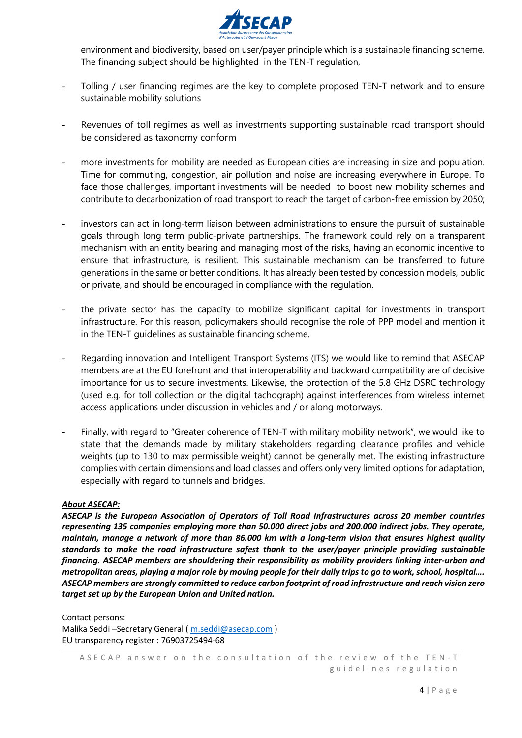environment and biodiversity, based on user/payer principle which is a sustainable financing scheme. The financing subject should be highlighted in the TEN-T regulation,

- Tolling / user financing regimes are the key to complete proposed TEN-T network and to ensure sustainable mobility solutions

- Revenues of toll regimes as well as investments supporting sustainable road transport should be considered as taxonomy conform

- more investments for mobility are needed as European cities are increasing in size and population. Time for commuting, congestion, air pollution and noise are increasing everywhere in Europe. To face those challenges, important investments will be needed to boost new mobility schemes and contribute to decarbonization of road transport to reach the target of carbon-free emission by 2050;

- investors can act in long-term liaison between administrations to ensure the pursuit of sustainable goals through long term public-private partnerships. The framework could rely on a transparent mechanism with an entity bearing and managing most of the risks, having an economic incentive to ensure that infrastructure, is resilient. This sustainable mechanism can be transferred to future generations in the same or better conditions. It has already been tested by concession models, public or private, and should be encouraged in compliance with the regulation.

- the private sector has the capacity to mobilize significant capital for investments in transport infrastructure. For this reason, policymakers should recognise the role of PPP model and mention it in the TEN-T guidelines as sustainable financing scheme.

- Regarding innovation and Intelligent Transport Systems (ITS) we would like to remind that ASECAP members are at the EU forefront and that interoperability and backward compatibility are of decisive importance for us to secure investments. Likewise, the protection of the 5.8 GHz DSRC technology (used e.g. for toll collection or the digital tachograph) against interferences from wireless internet access applications under discussion in vehicles and / or along motorways.

- Finally, with regard to "Greater coherence of TEN-T with military mobility network", we would like to state that the demands made by military stakeholders regarding clearance profiles and vehicle weights (up to 130 to max permissible weight) cannot be generally met. The existing infrastructure complies with certain dimensions and load classes and offers only very limited options for adaptation, especially with regard to tunnels and bridges.

***About ASECAP:***

***ASECAP is the European Association of Operators of Toll Road Infrastructures across 20 member countries representing 135 companies employing more than 50.000 direct jobs and 200.000 indirect jobs. They operate, maintain, manage a network of more than 86.000 km with a long-term vision that ensures highest quality standards to make the road infrastructure safest thank to the user/payer principle providing sustainable financing. ASECAP members are shouldering their responsibility as mobility providers linking inter-urban and metropolitan areas, playing a major role by moving people for their daily trips to go to work, school, hospital…. ASECAP members are strongly committed to reduce carbon footprint of road infrastructure and reach vision zero target set up by the European Union and United nation.***

Contact persons:
Malika Seddi –Secretary General ( m.seddi@asecap.com )
EU transparency register : 76903725494-68